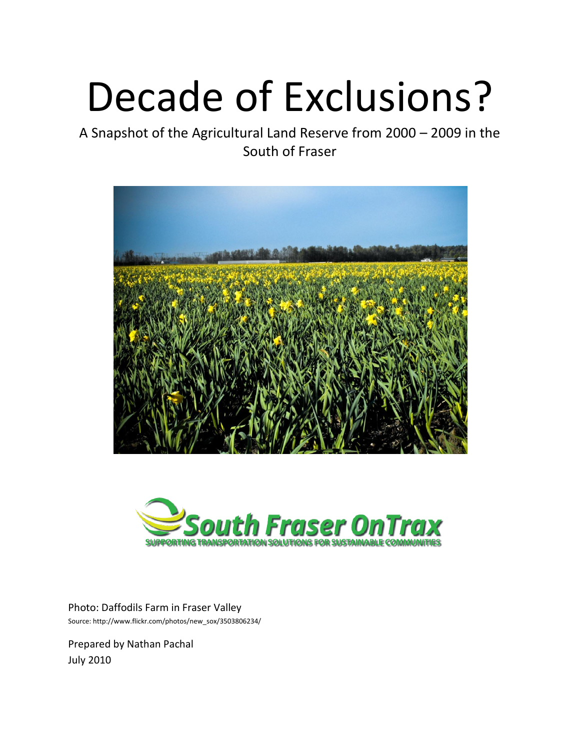# Decade of Exclusions?

A Snapshot of the Agricultural Land Reserve from 2000 – 2009 in the South of Fraser

South Fraser OnTrax
SUPPORTING TRANSPORTATION SOLUTIONS FOR SUSTAINABLE COMMUNITIES

Photo: Daffodils Farm in Fraser Valley
Source: http://www.flickr.com/photos/new_sox/3503806234/

Prepared by Nathan Pachal
July 2010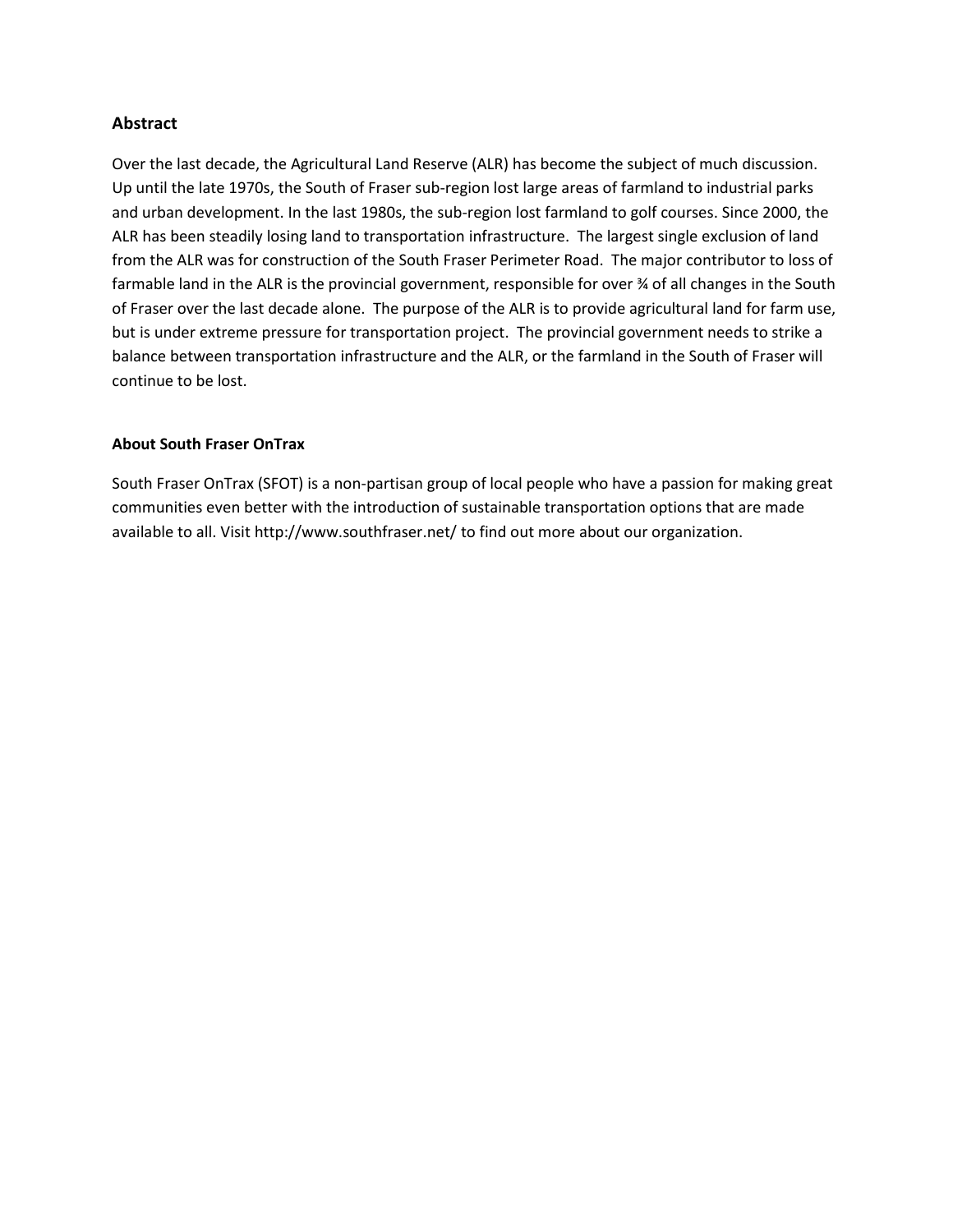## Abstract

Over the last decade, the Agricultural Land Reserve (ALR) has become the subject of much discussion. Up until the late 1970s, the South of Fraser sub-region lost large areas of farmland to industrial parks and urban development. In the last 1980s, the sub-region lost farmland to golf courses. Since 2000, the ALR has been steadily losing land to transportation infrastructure. The largest single exclusion of land from the ALR was for construction of the South Fraser Perimeter Road. The major contributor to loss of farmable land in the ALR is the provincial government, responsible for over ¾ of all changes in the South of Fraser over the last decade alone. The purpose of the ALR is to provide agricultural land for farm use, but is under extreme pressure for transportation project. The provincial government needs to strike a balance between transportation infrastructure and the ALR, or the farmland in the South of Fraser will continue to be lost.

### About South Fraser OnTrax

South Fraser OnTrax (SFOT) is a non-partisan group of local people who have a passion for making great communities even better with the introduction of sustainable transportation options that are made available to all. Visit http://www.southfraser.net/ to find out more about our organization.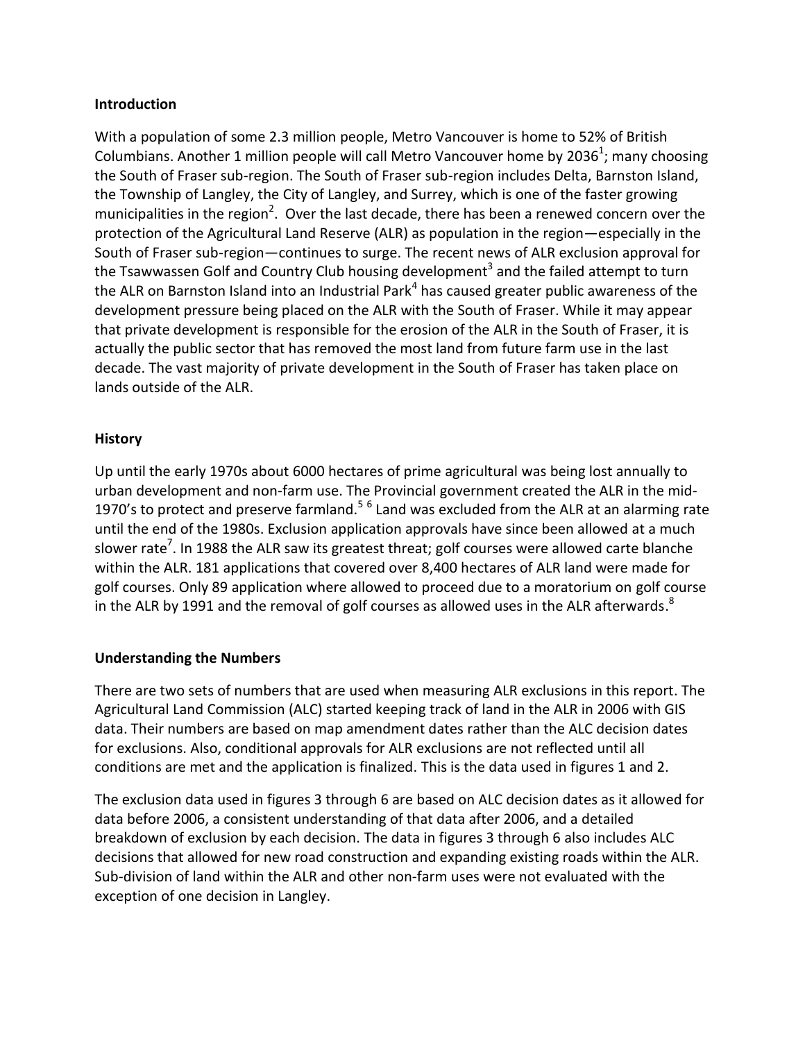## Introduction

With a population of some 2.3 million people, Metro Vancouver is home to 52% of British Columbians. Another 1 million people will call Metro Vancouver home by 2036[1]; many choosing the South of Fraser sub-region. The South of Fraser sub-region includes Delta, Barnston Island, the Township of Langley, the City of Langley, and Surrey, which is one of the faster growing municipalities in the region[2]. Over the last decade, there has been a renewed concern over the protection of the Agricultural Land Reserve (ALR) as population in the region—especially in the South of Fraser sub-region—continues to surge. The recent news of ALR exclusion approval for the Tsawwassen Golf and Country Club housing development[3] and the failed attempt to turn the ALR on Barnston Island into an Industrial Park[4] has caused greater public awareness of the development pressure being placed on the ALR with the South of Fraser. While it may appear that private development is responsible for the erosion of the ALR in the South of Fraser, it is actually the public sector that has removed the most land from future farm use in the last decade. The vast majority of private development in the South of Fraser has taken place on lands outside of the ALR.

## History

Up until the early 1970s about 6000 hectares of prime agricultural was being lost annually to urban development and non-farm use. The Provincial government created the ALR in the mid-1970's to protect and preserve farmland.[5] [6] Land was excluded from the ALR at an alarming rate until the end of the 1980s. Exclusion application approvals have since been allowed at a much slower rate[7]. In 1988 the ALR saw its greatest threat; golf courses were allowed carte blanche within the ALR. 181 applications that covered over 8,400 hectares of ALR land were made for golf courses. Only 89 application where allowed to proceed due to a moratorium on golf course in the ALR by 1991 and the removal of golf courses as allowed uses in the ALR afterwards.[8]

## Understanding the Numbers

There are two sets of numbers that are used when measuring ALR exclusions in this report. The Agricultural Land Commission (ALC) started keeping track of land in the ALR in 2006 with GIS data. Their numbers are based on map amendment dates rather than the ALC decision dates for exclusions. Also, conditional approvals for ALR exclusions are not reflected until all conditions are met and the application is finalized. This is the data used in figures 1 and 2.

The exclusion data used in figures 3 through 6 are based on ALC decision dates as it allowed for data before 2006, a consistent understanding of that data after 2006, and a detailed breakdown of exclusion by each decision. The data in figures 3 through 6 also includes ALC decisions that allowed for new road construction and expanding existing roads within the ALR. Sub-division of land within the ALR and other non-farm uses were not evaluated with the exception of one decision in Langley.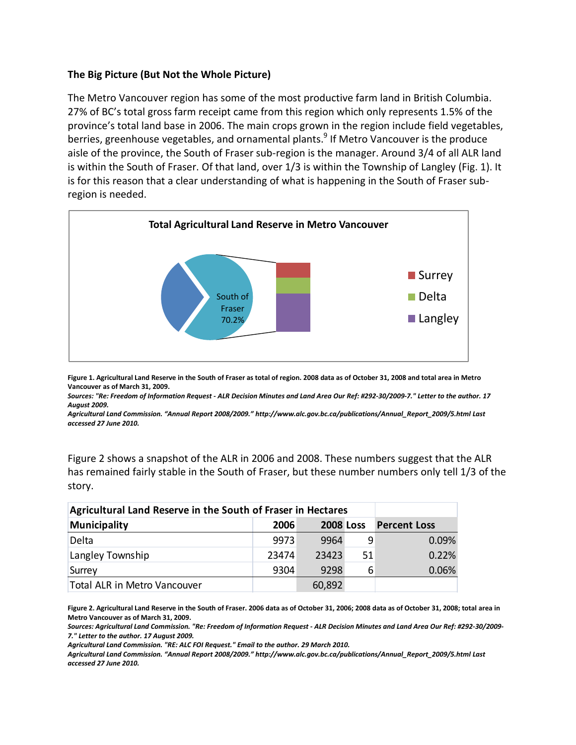### The Big Picture (But Not the Whole Picture)

The Metro Vancouver region has some of the most productive farm land in British Columbia. 27% of BC's total gross farm receipt came from this region which only represents 1.5% of the province's total land base in 2006. The main crops grown in the region include field vegetables, berries, greenhouse vegetables, and ornamental plants.[9] If Metro Vancouver is the produce aisle of the province, the South of Fraser sub-region is the manager. Around 3/4 of all ALR land is within the South of Fraser. Of that land, over 1/3 is within the Township of Langley (Fig. 1). It is for this reason that a clear understanding of what is happening in the South of Fraser sub-region is needed.

**Total Agricultural Land Reserve in Metro Vancouver**

South of Fraser 70.2%

Surrey, Delta, Langley

**Figure 1. Agricultural Land Reserve in the South of Fraser as total of region. 2008 data as of October 31, 2008 and total area in Metro Vancouver as of March 31, 2009.**

***Sources: "Re: Freedom of Information Request - ALR Decision Minutes and Land Area Our Ref: #292-30/2009-7." Letter to the author. 17 August 2009.***

***Agricultural Land Commission. "Annual Report 2008/2009." http://www.alc.gov.bc.ca/publications/Annual_Report_2009/5.html Last accessed 27 June 2010.***

Figure 2 shows a snapshot of the ALR in 2006 and 2008. These numbers suggest that the ALR has remained fairly stable in the South of Fraser, but these number numbers only tell 1/3 of the story.

| Agricultural Land Reserve in the South of Fraser in Hectares | | | | |
|---|---|---|---|---|
| **Municipality** | **2006** | **2008** | **Loss** | **Percent Loss** |
| Delta | 9973 | 9964 | 9 | 0.09% |
| Langley Township | 23474 | 23423 | 51 | 0.22% |
| Surrey | 9304 | 9298 | 6 | 0.06% |
| Total ALR in Metro Vancouver | | 60,892 | | |

**Figure 2. Agricultural Land Reserve in the South of Fraser. 2006 data as of October 31, 2006; 2008 data as of October 31, 2008; total area in Metro Vancouver as of March 31, 2009.**

***Sources: Agricultural Land Commission. "Re: Freedom of Information Request - ALR Decision Minutes and Land Area Our Ref: #292-30/2009-7." Letter to the author. 17 August 2009.***

***Agricultural Land Commission. "RE: ALC FOI Request." Email to the author. 29 March 2010.***

***Agricultural Land Commission. "Annual Report 2008/2009." http://www.alc.gov.bc.ca/publications/Annual_Report_2009/5.html Last accessed 27 June 2010.***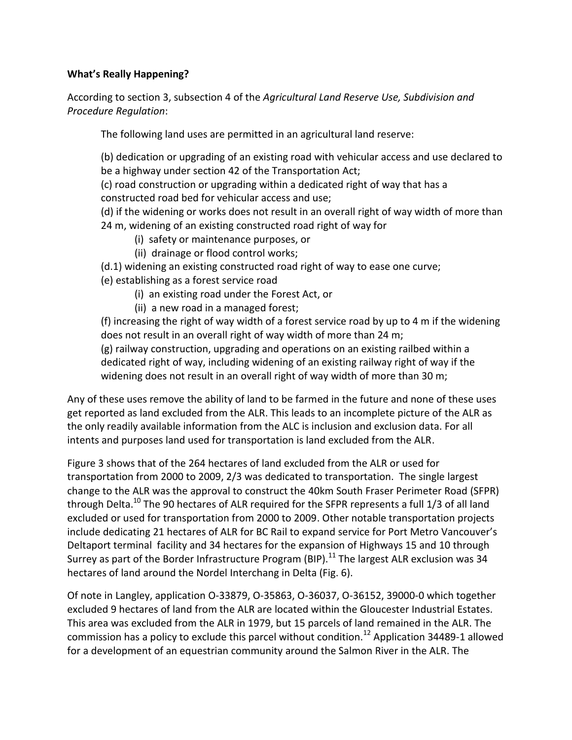**What's Really Happening?**

According to section 3, subsection 4 of the *Agricultural Land Reserve Use, Subdivision and Procedure Regulation*:

> The following land uses are permitted in an agricultural land reserve:
>
> (b) dedication or upgrading of an existing road with vehicular access and use declared to be a highway under section 42 of the Transportation Act;
> (c) road construction or upgrading within a dedicated right of way that has a constructed road bed for vehicular access and use;
> (d) if the widening or works does not result in an overall right of way width of more than 24 m, widening of an existing constructed road right of way for
> - (i) safety or maintenance purposes, or
> - (ii) drainage or flood control works;
>
> (d.1) widening an existing constructed road right of way to ease one curve;
> (e) establishing as a forest service road
> - (i) an existing road under the Forest Act, or
> - (ii) a new road in a managed forest;
>
> (f) increasing the right of way width of a forest service road by up to 4 m if the widening does not result in an overall right of way width of more than 24 m;
> (g) railway construction, upgrading and operations on an existing railbed within a dedicated right of way, including widening of an existing railway right of way if the widening does not result in an overall right of way width of more than 30 m;

Any of these uses remove the ability of land to be farmed in the future and none of these uses get reported as land excluded from the ALR. This leads to an incomplete picture of the ALR as the only readily available information from the ALC is inclusion and exclusion data. For all intents and purposes land used for transportation is land excluded from the ALR.

Figure 3 shows that of the 264 hectares of land excluded from the ALR or used for transportation from 2000 to 2009, 2/3 was dedicated to transportation. The single largest change to the ALR was the approval to construct the 40km South Fraser Perimeter Road (SFPR) through Delta.[10] The 90 hectares of ALR required for the SFPR represents a full 1/3 of all land excluded or used for transportation from 2000 to 2009. Other notable transportation projects include dedicating 21 hectares of ALR for BC Rail to expand service for Port Metro Vancouver's Deltaport terminal facility and 34 hectares for the expansion of Highways 15 and 10 through Surrey as part of the Border Infrastructure Program (BIP).[11] The largest ALR exclusion was 34 hectares of land around the Nordel Interchang in Delta (Fig. 6).

Of note in Langley, application O-33879, O-35863, O-36037, O-36152, 39000-0 which together excluded 9 hectares of land from the ALR are located within the Gloucester Industrial Estates. This area was excluded from the ALR in 1979, but 15 parcels of land remained in the ALR. The commission has a policy to exclude this parcel without condition.[12] Application 34489-1 allowed for a development of an equestrian community around the Salmon River in the ALR. The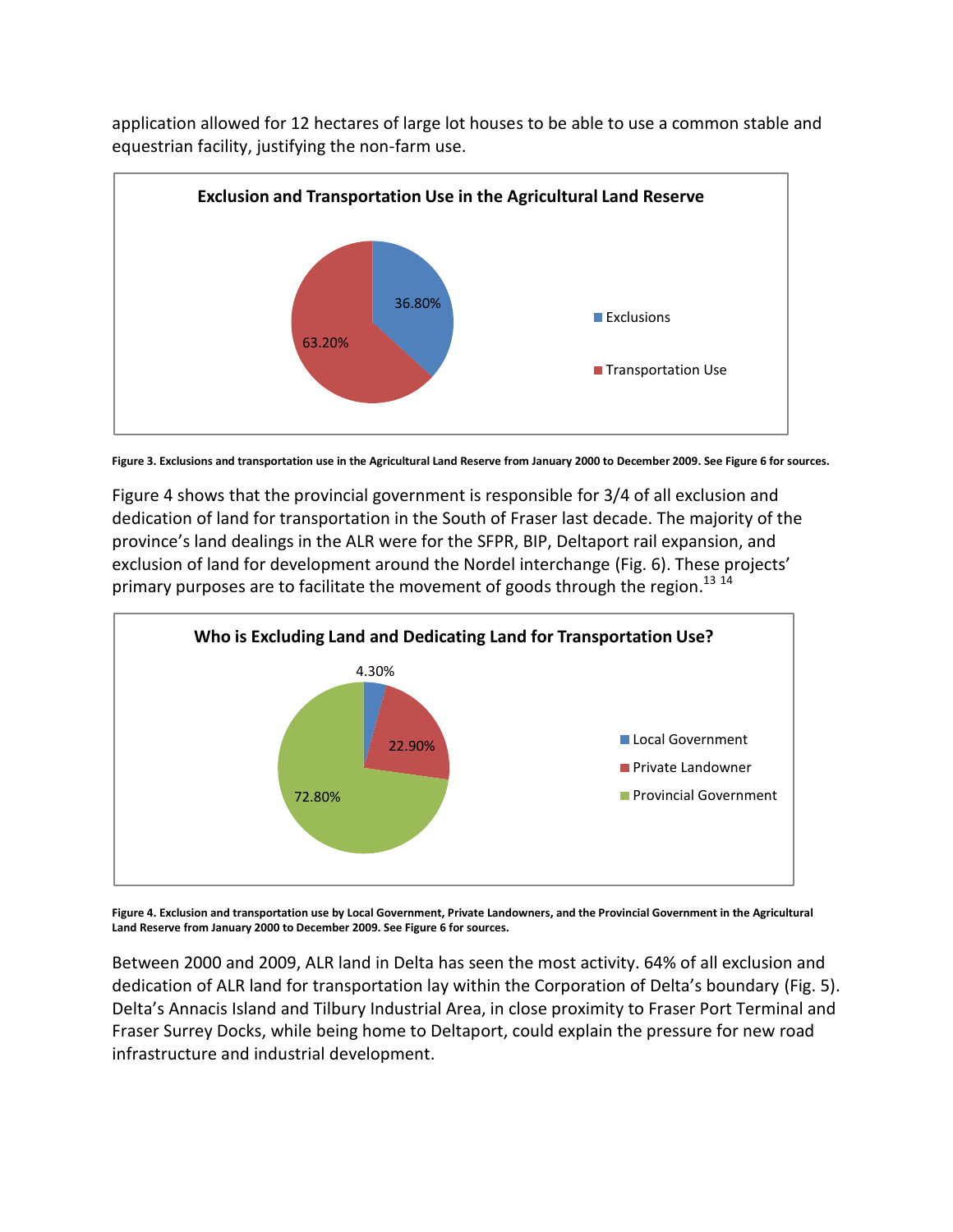application allowed for 12 hectares of large lot houses to be able to use a common stable and equestrian facility, justifying the non-farm use.

**Figure 3. Exclusions and transportation use in the Agricultural Land Reserve from January 2000 to December 2009. See Figure 6 for sources.**

Figure 4 shows that the provincial government is responsible for 3/4 of all exclusion and dedication of land for transportation in the South of Fraser last decade. The majority of the province's land dealings in the ALR were for the SFPR, BIP, Deltaport rail expansion, and exclusion of land for development around the Nordel interchange (Fig. 6). These projects' primary purposes are to facilitate the movement of goods through the region.[13 14]

**Figure 4. Exclusion and transportation use by Local Government, Private Landowners, and the Provincial Government in the Agricultural Land Reserve from January 2000 to December 2009. See Figure 6 for sources.**

Between 2000 and 2009, ALR land in Delta has seen the most activity. 64% of all exclusion and dedication of ALR land for transportation lay within the Corporation of Delta's boundary (Fig. 5). Delta's Annacis Island and Tilbury Industrial Area, in close proximity to Fraser Port Terminal and Fraser Surrey Docks, while being home to Deltaport, could explain the pressure for new road infrastructure and industrial development.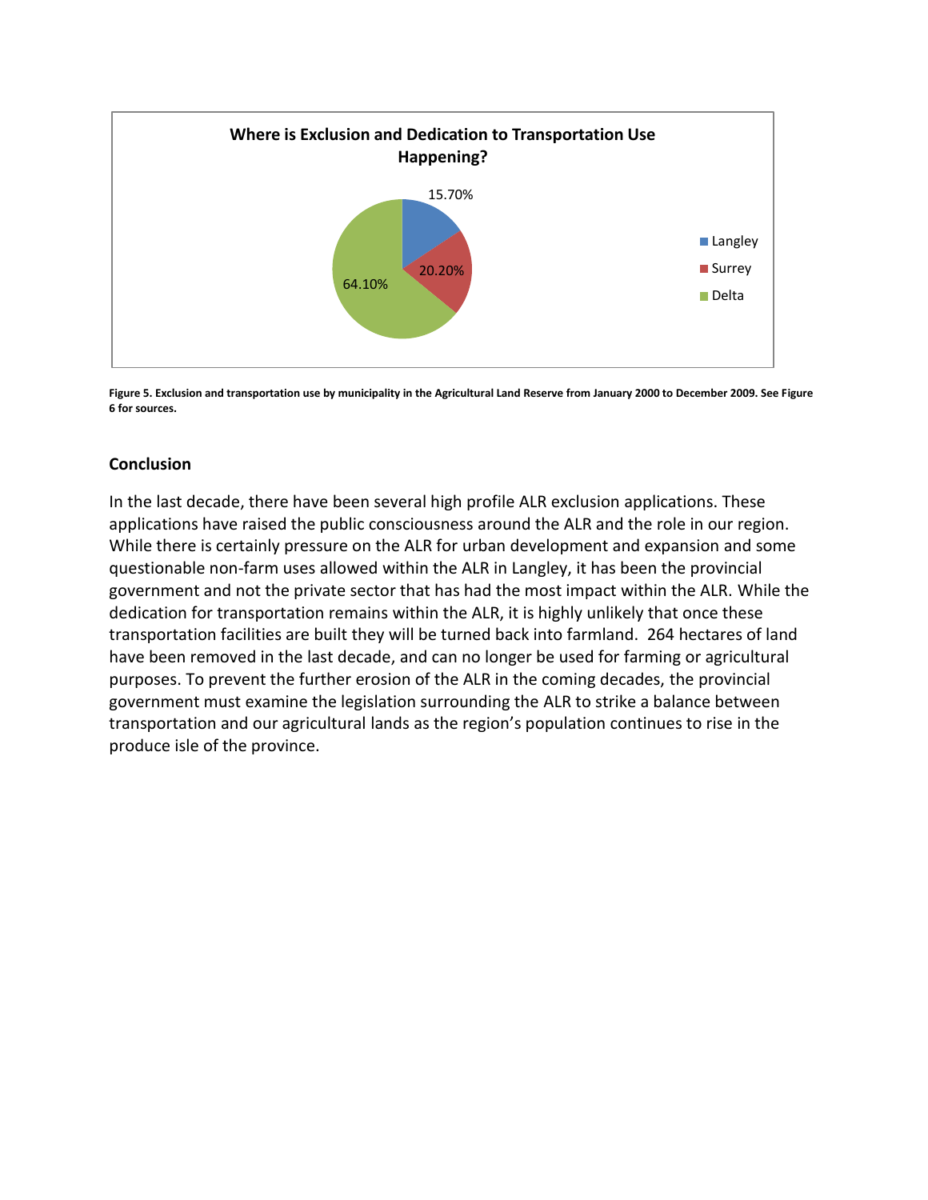**Where is Exclusion and Dedication to Transportation Use Happening?**

| Municipality | Share |
| --- | --- |
| Langley | 15.70% |
| Surrey | 20.20% |
| Delta | 64.10% |

**Figure 5. Exclusion and transportation use by municipality in the Agricultural Land Reserve from January 2000 to December 2009. See Figure 6 for sources.**

## Conclusion

In the last decade, there have been several high profile ALR exclusion applications. These applications have raised the public consciousness around the ALR and the role in our region. While there is certainly pressure on the ALR for urban development and expansion and some questionable non-farm uses allowed within the ALR in Langley, it has been the provincial government and not the private sector that has had the most impact within the ALR. While the dedication for transportation remains within the ALR, it is highly unlikely that once these transportation facilities are built they will be turned back into farmland. 264 hectares of land have been removed in the last decade, and can no longer be used for farming or agricultural purposes. To prevent the further erosion of the ALR in the coming decades, the provincial government must examine the legislation surrounding the ALR to strike a balance between transportation and our agricultural lands as the region's population continues to rise in the produce isle of the province.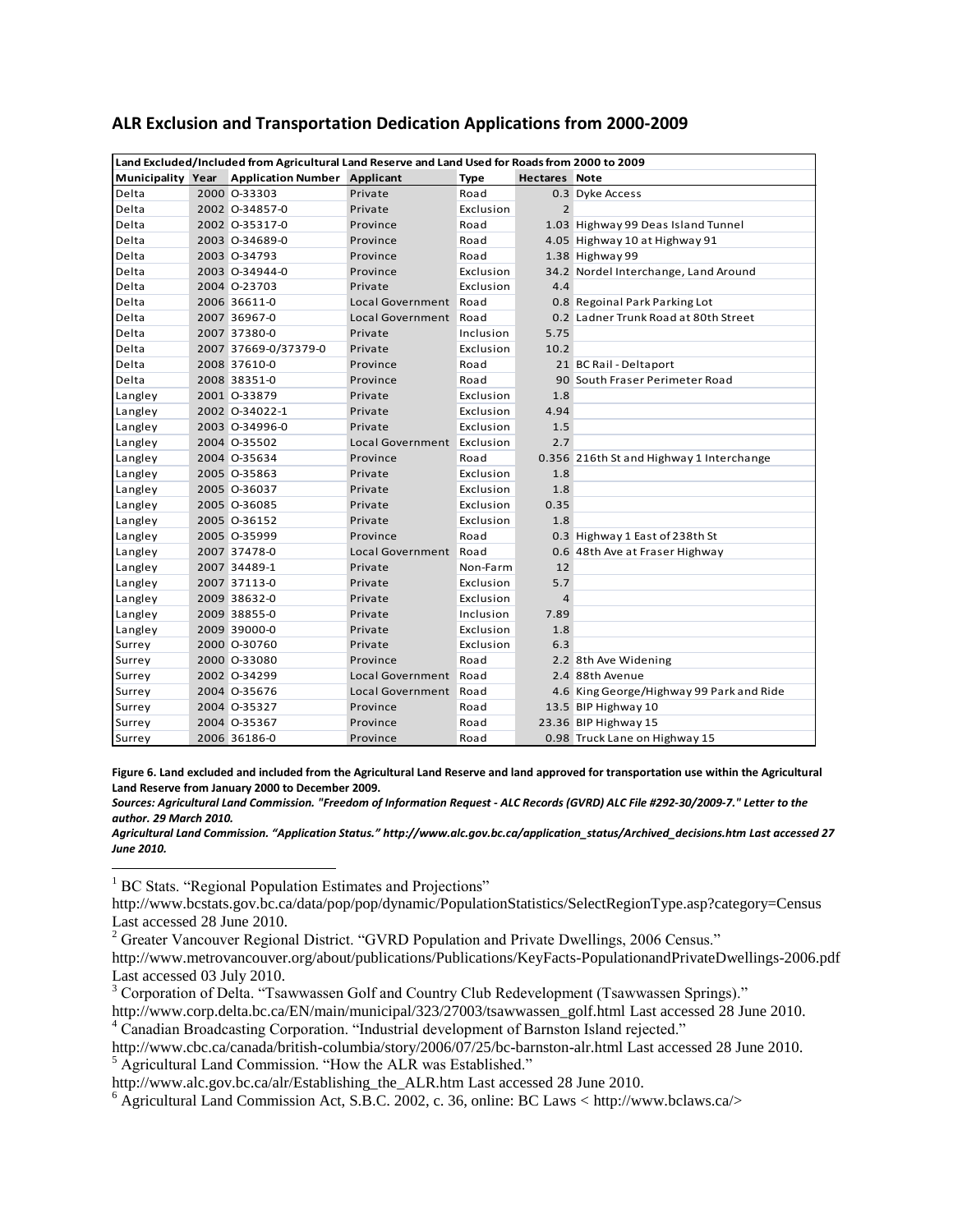## ALR Exclusion and Transportation Dedication Applications from 2000-2009

| Land Excluded/Included from Agricultural Land Reserve and Land Used for Roads from 2000 to 2009 | | | | | | |
|---|---|---|---|---|---|---|
| **Municipality** | **Year** | **Application Number** | **Applicant** | **Type** | **Hectares** | **Note** |
| Delta | 2000 | O-33303 | Private | Road | 0.3 | Dyke Access |
| Delta | 2002 | O-34857-0 | Private | Exclusion | 2 | |
| Delta | 2002 | O-35317-0 | Province | Road | 1.03 | Highway 99 Deas Island Tunnel |
| Delta | 2003 | O-34689-0 | Province | Road | 4.05 | Highway 10 at Highway 91 |
| Delta | 2003 | O-34793 | Province | Road | 1.38 | Highway 99 |
| Delta | 2003 | O-34944-0 | Province | Exclusion | 34.2 | Nordel Interchange, Land Around |
| Delta | 2004 | O-23703 | Private | Exclusion | 4.4 | |
| Delta | 2006 | 36611-0 | Local Government | Road | 0.8 | Regoinal Park Parking Lot |
| Delta | 2007 | 36967-0 | Local Government | Road | 0.2 | Ladner Trunk Road at 80th Street |
| Delta | 2007 | 37380-0 | Private | Inclusion | 5.75 | |
| Delta | 2007 | 37669-0/37379-0 | Private | Exclusion | 10.2 | |
| Delta | 2008 | 37610-0 | Province | Road | 21 | BC Rail - Deltaport |
| Delta | 2008 | 38351-0 | Province | Road | 90 | South Fraser Perimeter Road |
| Langley | 2001 | O-33879 | Private | Exclusion | 1.8 | |
| Langley | 2002 | O-34022-1 | Private | Exclusion | 4.94 | |
| Langley | 2003 | O-34996-0 | Private | Exclusion | 1.5 | |
| Langley | 2004 | O-35502 | Local Government | Exclusion | 2.7 | |
| Langley | 2004 | O-35634 | Province | Road | 0.356 | 216th St and Highway 1 Interchange |
| Langley | 2005 | O-35863 | Private | Exclusion | 1.8 | |
| Langley | 2005 | O-36037 | Private | Exclusion | 1.8 | |
| Langley | 2005 | O-36085 | Private | Exclusion | 0.35 | |
| Langley | 2005 | O-36152 | Private | Exclusion | 1.8 | |
| Langley | 2005 | O-35999 | Province | Road | 0.3 | Highway 1 East of 238th St |
| Langley | 2007 | 37478-0 | Local Government | Road | 0.6 | 48th Ave at Fraser Highway |
| Langley | 2007 | 34489-1 | Private | Non-Farm | 12 | |
| Langley | 2007 | 37113-0 | Private | Exclusion | 5.7 | |
| Langley | 2009 | 38632-0 | Private | Exclusion | 4 | |
| Langley | 2009 | 38855-0 | Private | Inclusion | 7.89 | |
| Langley | 2009 | 39000-0 | Private | Exclusion | 1.8 | |
| Surrey | 2000 | O-30760 | Private | Exclusion | 6.3 | |
| Surrey | 2000 | O-33080 | Province | Road | 2.2 | 8th Ave Widening |
| Surrey | 2002 | O-34299 | Local Government | Road | 2.4 | 88th Avenue |
| Surrey | 2004 | O-35676 | Local Government | Road | 4.6 | King George/Highway 99 Park and Ride |
| Surrey | 2004 | O-35327 | Province | Road | 13.5 | BIP Highway 10 |
| Surrey | 2004 | O-35367 | Province | Road | 23.36 | BIP Highway 15 |
| Surrey | 2006 | 36186-0 | Province | Road | 0.98 | Truck Lane on Highway 15 |

**Figure 6. Land excluded and included from the Agricultural Land Reserve and land approved for transportation use within the Agricultural Land Reserve from January 2000 to December 2009.**

***Sources: Agricultural Land Commission. "Freedom of Information Request - ALC Records (GVRD) ALC File #292-30/2009-7." Letter to the author. 29 March 2010.***

***Agricultural Land Commission. "Application Status." http://www.alc.gov.bc.ca/application_status/Archived_decisions.htm Last accessed 27 June 2010.***

---

[1] BC Stats. "Regional Population Estimates and Projections" http://www.bcstats.gov.bc.ca/data/pop/pop/dynamic/PopulationStatistics/SelectRegionType.asp?category=Census Last accessed 28 June 2010.

[2] Greater Vancouver Regional District. "GVRD Population and Private Dwellings, 2006 Census." http://www.metrovancouver.org/about/publications/Publications/KeyFacts-PopulationandPrivateDwellings-2006.pdf Last accessed 03 July 2010.

[3] Corporation of Delta. "Tsawwassen Golf and Country Club Redevelopment (Tsawwassen Springs)." http://www.corp.delta.bc.ca/EN/main/municipal/323/27003/tsawwassen_golf.html Last accessed 28 June 2010.

[4] Canadian Broadcasting Corporation. "Industrial development of Barnston Island rejected." http://www.cbc.ca/canada/british-columbia/story/2006/07/25/bc-barnston-alr.html Last accessed 28 June 2010.

[5] Agricultural Land Commission. "How the ALR was Established." http://www.alc.gov.bc.ca/alr/Establishing_the_ALR.htm Last accessed 28 June 2010.

[6] Agricultural Land Commission Act, S.B.C. 2002, c. 36, online: BC Laws < http://www.bclaws.ca/>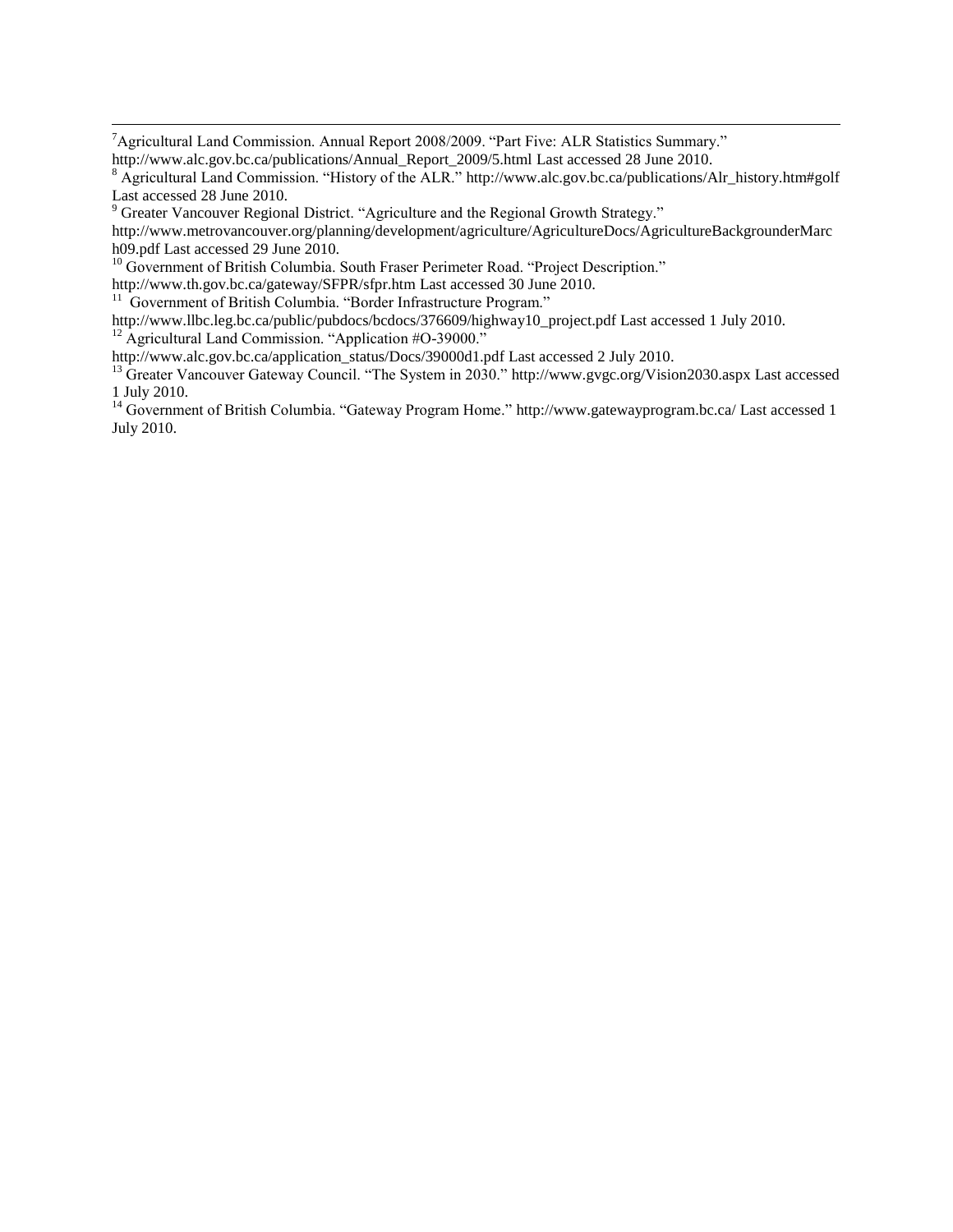[7]Agricultural Land Commission. Annual Report 2008/2009. "Part Five: ALR Statistics Summary." http://www.alc.gov.bc.ca/publications/Annual_Report_2009/5.html Last accessed 28 June 2010.

[8] Agricultural Land Commission. "History of the ALR." http://www.alc.gov.bc.ca/publications/Alr_history.htm#golf Last accessed 28 June 2010.

[9] Greater Vancouver Regional District. "Agriculture and the Regional Growth Strategy." http://www.metrovancouver.org/planning/development/agriculture/AgricultureDocs/AgricultureBackgrounderMarch09.pdf Last accessed 29 June 2010.

[10] Government of British Columbia. South Fraser Perimeter Road. "Project Description." http://www.th.gov.bc.ca/gateway/SFPR/sfpr.htm Last accessed 30 June 2010.

[11] Government of British Columbia. "Border Infrastructure Program." http://www.llbc.leg.bc.ca/public/pubdocs/bcdocs/376609/highway10_project.pdf Last accessed 1 July 2010.

[12] Agricultural Land Commission. "Application #O-39000." http://www.alc.gov.bc.ca/application_status/Docs/39000d1.pdf Last accessed 2 July 2010.

[13] Greater Vancouver Gateway Council. "The System in 2030." http://www.gvgc.org/Vision2030.aspx Last accessed 1 July 2010.

[14] Government of British Columbia. "Gateway Program Home." http://www.gatewayprogram.bc.ca/ Last accessed 1 July 2010.